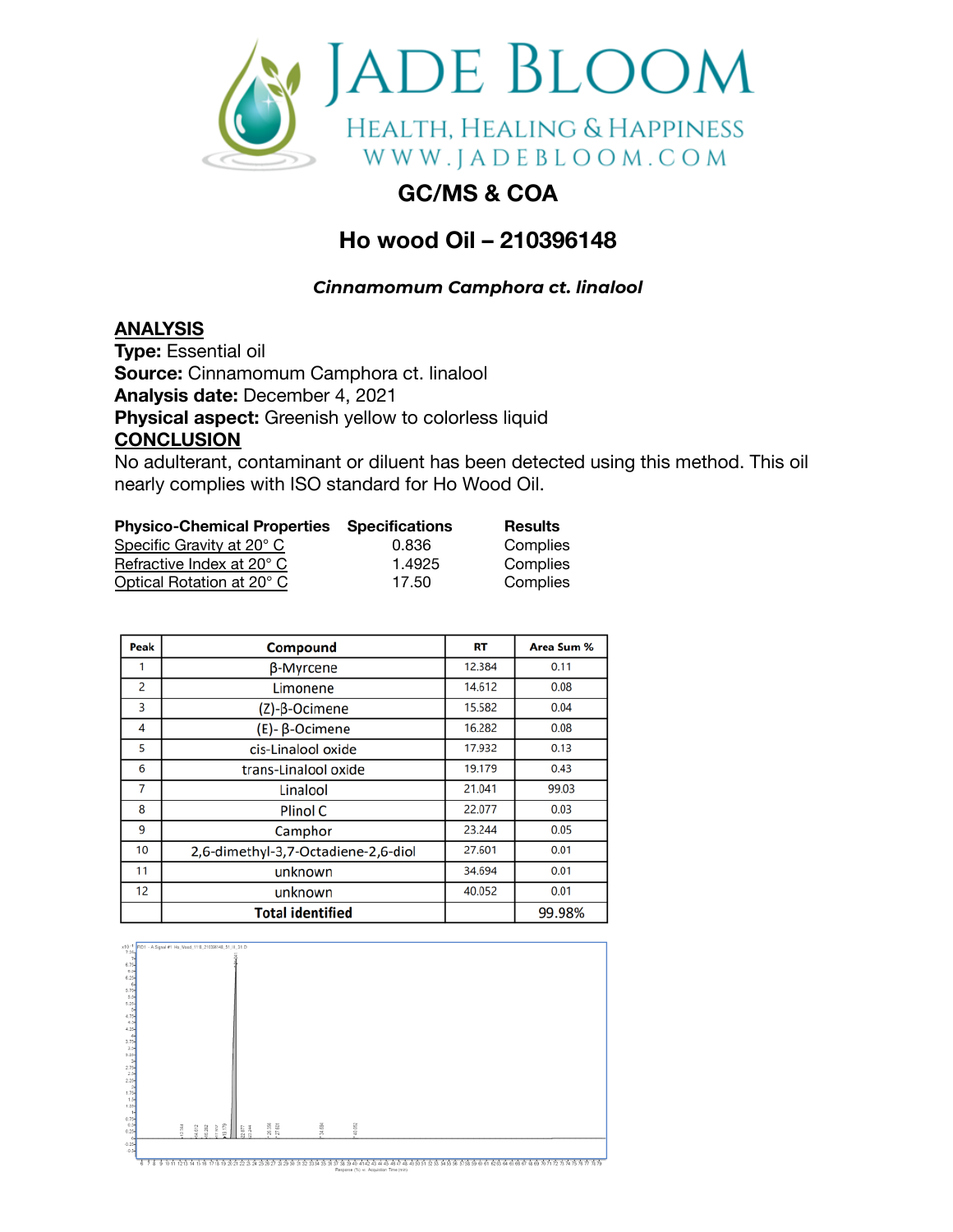# JADE BLOOM

HEALTH, HEALING & HAPPINESS
WWW.JADEBLOOM.COM

## GC/MS & COA

## Ho wood Oil – 210396148

***Cinnamomum Camphora ct. linalool***

**ANALYSIS**
**Type:** Essential oil
**Source:** Cinnamomum Camphora ct. linalool
**Analysis date:** December 4, 2021
**Physical aspect:** Greenish yellow to colorless liquid
**CONCLUSION**
No adulterant, contaminant or diluent has been detected using this method. This oil nearly complies with ISO standard for Ho Wood Oil.

| Physico-Chemical Properties | Specifications | Results |
|---|---|---|
| Specific Gravity at 20° C | 0.836 | Complies |
| Refractive Index at 20° C | 1.4925 | Complies |
| Optical Rotation at 20° C | 17.50 | Complies |

| Peak | Compound | RT | Area Sum % |
|---|---|---|---|
| 1 | β-Myrcene | 12.384 | 0.11 |
| 2 | Limonene | 14.612 | 0.08 |
| 3 | (Z)-β-Ocimene | 15.582 | 0.04 |
| 4 | (E)- β-Ocimene | 16.282 | 0.08 |
| 5 | cis-Linalool oxide | 17.932 | 0.13 |
| 6 | trans-Linalool oxide | 19.179 | 0.43 |
| 7 | Linalool | 21.041 | 99.03 |
| 8 | Plinol C | 22.077 | 0.03 |
| 9 | Camphor | 23.244 | 0.05 |
| 10 | 2,6-dimethyl-3,7-Octadiene-2,6-diol | 27.601 | 0.01 |
| 11 | unknown | 34.694 | 0.01 |
| 12 | unknown | 40.052 | 0.01 |
| | **Total identified** | | 99.98% |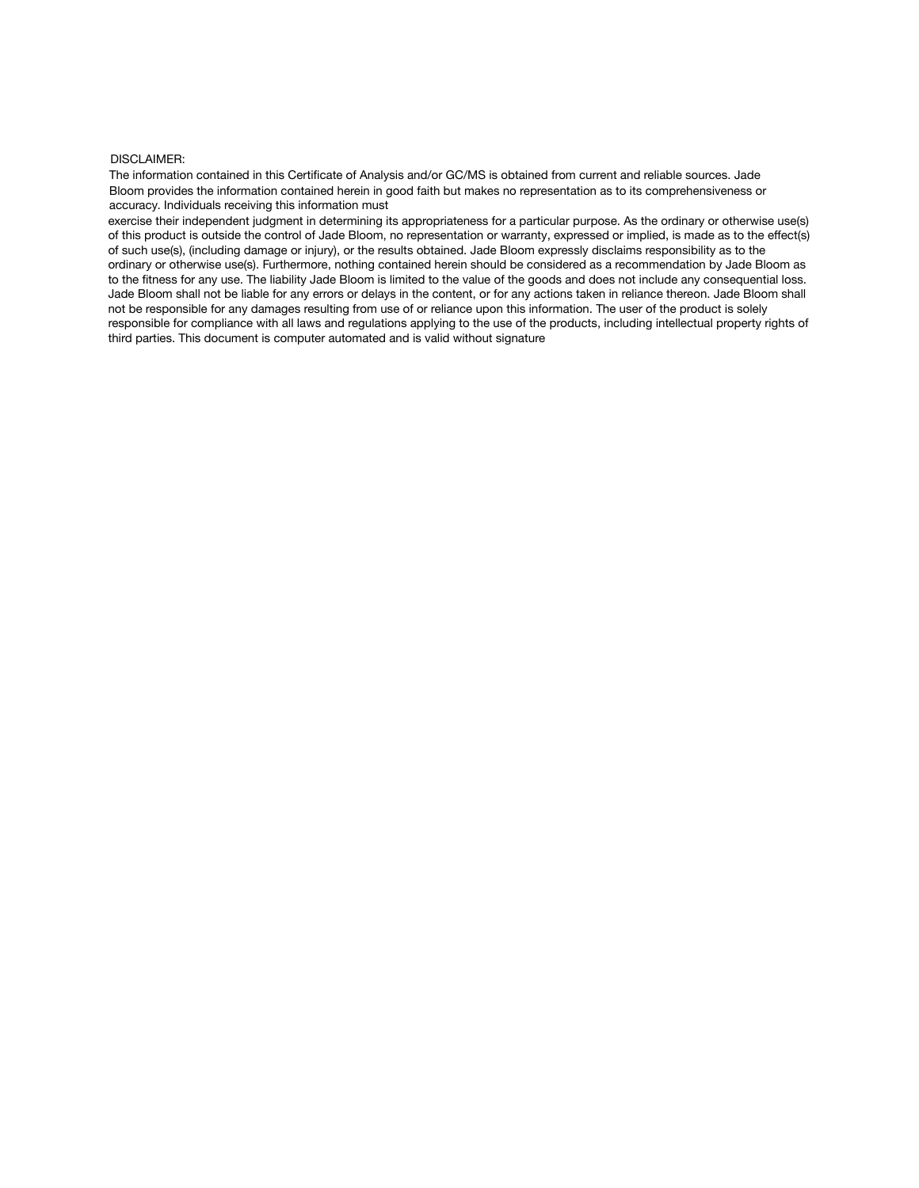DISCLAIMER:

The information contained in this Certificate of Analysis and/or GC/MS is obtained from current and reliable sources. Jade Bloom provides the information contained herein in good faith but makes no representation as to its comprehensiveness or accuracy. Individuals receiving this information must exercise their independent judgment in determining its appropriateness for a particular purpose. As the ordinary or otherwise use(s) of this product is outside the control of Jade Bloom, no representation or warranty, expressed or implied, is made as to the effect(s) of such use(s), (including damage or injury), or the results obtained. Jade Bloom expressly disclaims responsibility as to the ordinary or otherwise use(s). Furthermore, nothing contained herein should be considered as a recommendation by Jade Bloom as to the fitness for any use. The liability Jade Bloom is limited to the value of the goods and does not include any consequential loss. Jade Bloom shall not be liable for any errors or delays in the content, or for any actions taken in reliance thereon. Jade Bloom shall not be responsible for any damages resulting from use of or reliance upon this information. The user of the product is solely responsible for compliance with all laws and regulations applying to the use of the products, including intellectual property rights of third parties. This document is computer automated and is valid without signature